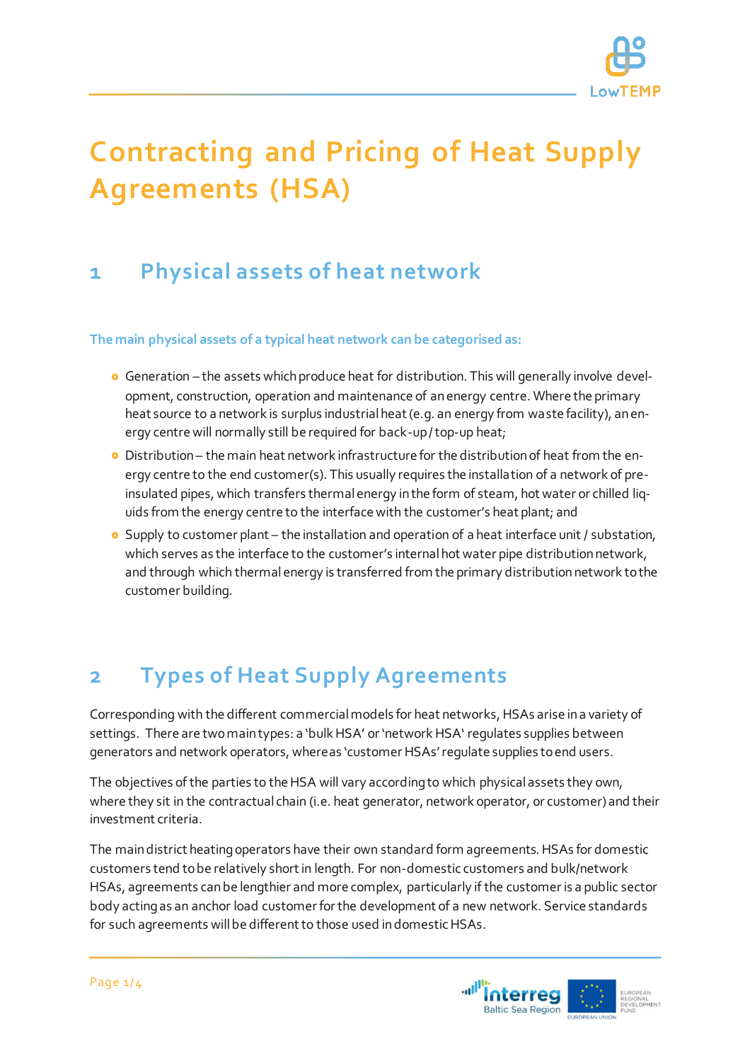# Contracting and Pricing of Heat Supply Agreements (HSA)

## 1 Physical assets of heat network

**The main physical assets of a typical heat network can be categorised as:**

- Generation – the assets which produce heat for distribution. This will generally involve development, construction, operation and maintenance of an energy centre. Where the primary heat source to a network is surplus industrial heat (e.g. an energy from waste facility), an energy centre will normally still be required for back-up / top-up heat;
- Distribution – the main heat network infrastructure for the distribution of heat from the energy centre to the end customer(s). This usually requires the installation of a network of pre-insulated pipes, which transfers thermal energy in the form of steam, hot water or chilled liquids from the energy centre to the interface with the customer's heat plant; and
- Supply to customer plant – the installation and operation of a heat interface unit / substation, which serves as the interface to the customer's internal hot water pipe distribution network, and through which thermal energy is transferred from the primary distribution network to the customer building.

## 2 Types of Heat Supply Agreements

Corresponding with the different commercial models for heat networks, HSAs arise in a variety of settings. There are two main types: a 'bulk HSA' or 'network HSA' regulates supplies between generators and network operators, whereas 'customer HSAs' regulate supplies to end users.

The objectives of the parties to the HSA will vary according to which physical assets they own, where they sit in the contractual chain (i.e. heat generator, network operator, or customer) and their investment criteria.

The main district heating operators have their own standard form agreements. HSAs for domestic customers tend to be relatively short in length. For non-domestic customers and bulk/network HSAs, agreements can be lengthier and more complex, particularly if the customer is a public sector body acting as an anchor load customer for the development of a new network. Service standards for such agreements will be different to those used in domestic HSAs.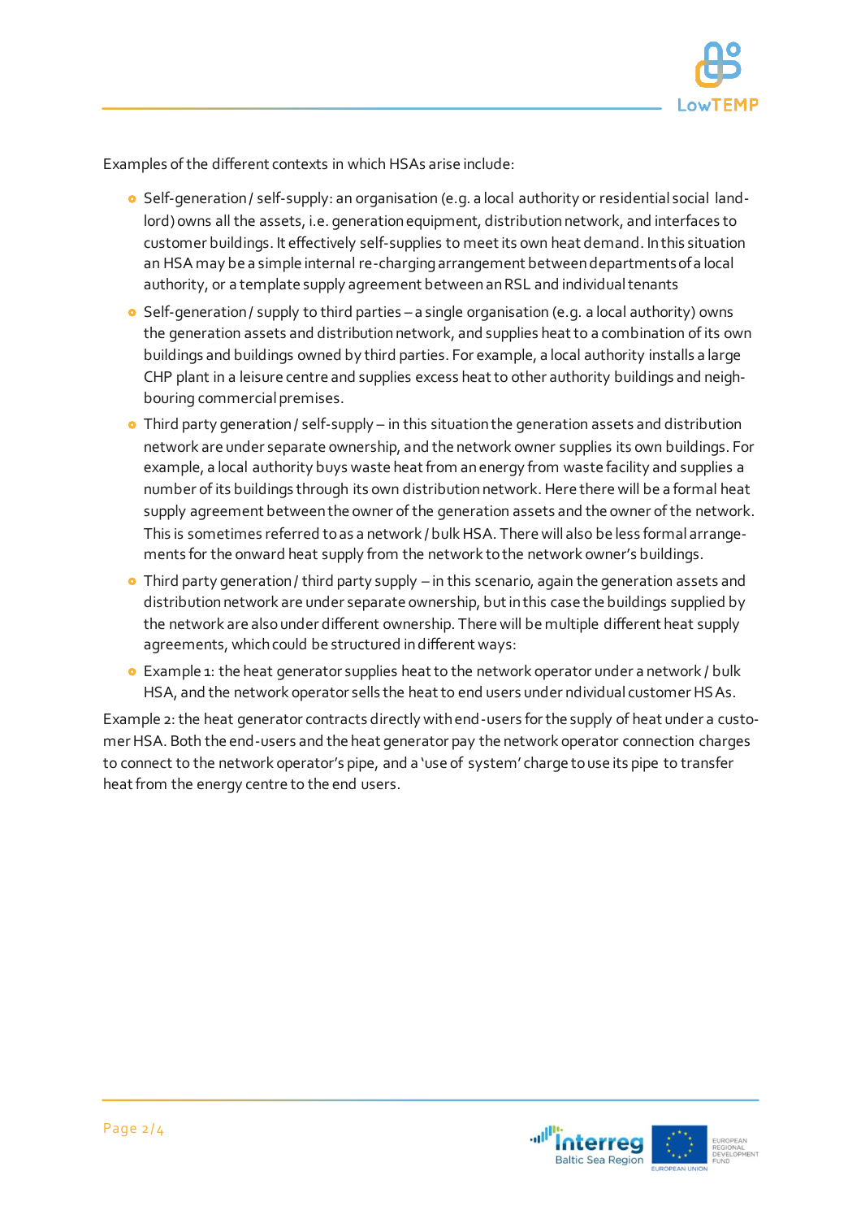Examples of the different contexts in which HSAs arise include:

- Self-generation / self-supply: an organisation (e.g. a local authority or residential social landlord) owns all the assets, i.e. generation equipment, distribution network, and interfaces to customer buildings. It effectively self-supplies to meet its own heat demand. In this situation an HSA may be a simple internal re-charging arrangement between departments of a local authority, or a template supply agreement between an RSL and individual tenants
- Self-generation / supply to third parties – a single organisation (e.g. a local authority) owns the generation assets and distribution network, and supplies heat to a combination of its own buildings and buildings owned by third parties. For example, a local authority installs a large CHP plant in a leisure centre and supplies excess heat to other authority buildings and neighbouring commercial premises.
- Third party generation / self-supply – in this situation the generation assets and distribution network are under separate ownership, and the network owner supplies its own buildings. For example, a local authority buys waste heat from an energy from waste facility and supplies a number of its buildings through its own distribution network. Here there will be a formal heat supply agreement between the owner of the generation assets and the owner of the network. This is sometimes referred to as a network / bulk HSA. There will also be less formal arrangements for the onward heat supply from the network to the network owner's buildings.
- Third party generation / third party supply – in this scenario, again the generation assets and distribution network are under separate ownership, but in this case the buildings supplied by the network are also under different ownership. There will be multiple different heat supply agreements, which could be structured in different ways:
- Example 1: the heat generator supplies heat to the network operator under a network / bulk HSA, and the network operator sells the heat to end users under ndividual customer HSAs.

Example 2: the heat generator contracts directly with end-users for the supply of heat under a customer HSA. Both the end-users and the heat generator pay the network operator connection charges to connect to the network operator's pipe, and a 'use of system' charge to use its pipe to transfer heat from the energy centre to the end users.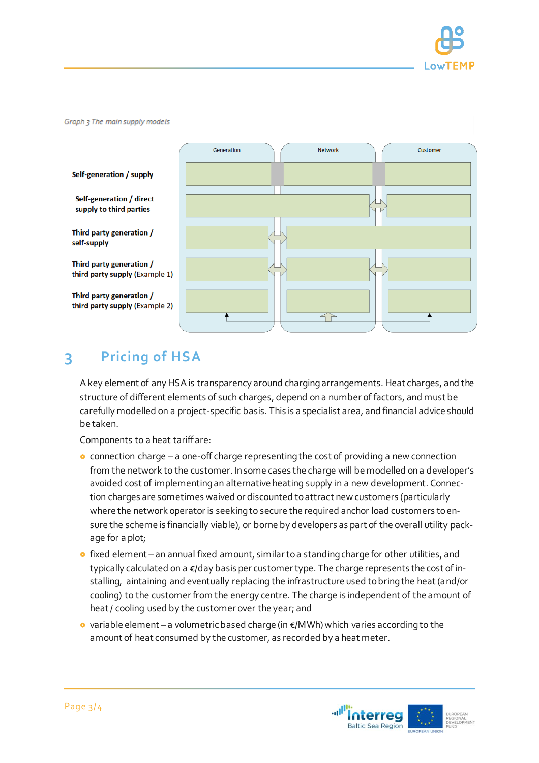*Graph 3 The main supply models*

| | Generation | Network | Customer |
|---|---|---|---|
| **Self-generation / supply** | | | |
| **Self-generation / direct supply to third parties** | | | |
| **Third party generation / self-supply** | | | |
| **Third party generation / third party supply** (Example 1) | | | |
| **Third party generation / third party supply** (Example 2) | | | |

## 3 Pricing of HSA

A key element of any HSA is transparency around charging arrangements. Heat charges, and the structure of different elements of such charges, depend on a number of factors, and must be carefully modelled on a project-specific basis. This is a specialist area, and financial advice should be taken.

Components to a heat tariff are:

- connection charge – a one-off charge representing the cost of providing a new connection from the network to the customer. In some cases the charge will be modelled on a developer's avoided cost of implementing an alternative heating supply in a new development. Connection charges are sometimes waived or discounted to attract new customers (particularly where the network operator is seeking to secure the required anchor load customers to ensure the scheme is financially viable), or borne by developers as part of the overall utility package for a plot;
- fixed element – an annual fixed amount, similar to a standing charge for other utilities, and typically calculated on a €/day basis per customer type. The charge represents the cost of installing, aintaining and eventually replacing the infrastructure used to bring the heat (and/or cooling) to the customer from the energy centre. The charge is independent of the amount of heat / cooling used by the customer over the year; and
- variable element – a volumetric based charge (in €/MWh) which varies according to the amount of heat consumed by the customer, as recorded by a heat meter.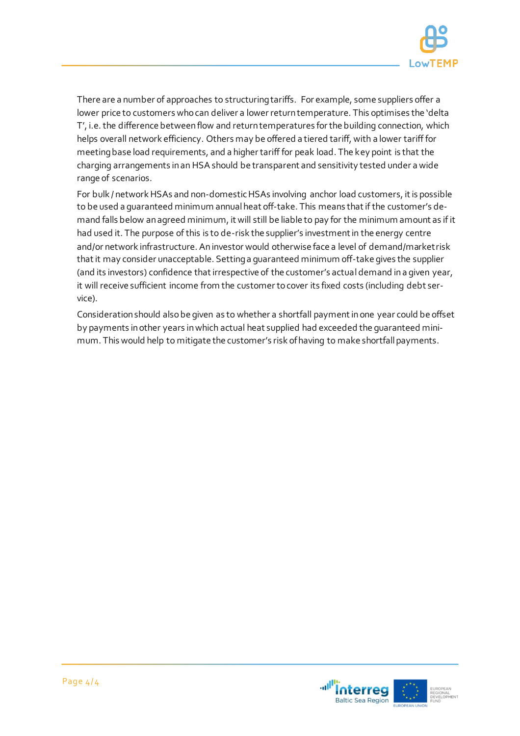There are a number of approaches to structuring tariffs. For example, some suppliers offer a lower price to customers who can deliver a lower return temperature. This optimises the 'delta T', i.e. the difference between flow and return temperatures for the building connection, which helps overall network efficiency. Others may be offered a tiered tariff, with a lower tariff for meeting base load requirements, and a higher tariff for peak load. The key point is that the charging arrangements in an HSA should be transparent and sensitivity tested under a wide range of scenarios.

For bulk / network HSAs and non-domestic HSAs involving anchor load customers, it is possible to be used a guaranteed minimum annual heat off-take. This means that if the customer's demand falls below an agreed minimum, it will still be liable to pay for the minimum amount as if it had used it. The purpose of this is to de-risk the supplier's investment in the energy centre and/or network infrastructure. An investor would otherwise face a level of demand/market risk that it may consider unacceptable. Setting a guaranteed minimum off-take gives the supplier (and its investors) confidence that irrespective of the customer's actual demand in a given year, it will receive sufficient income from the customer to cover its fixed costs (including debt service).

Consideration should also be given as to whether a shortfall payment in one year could be offset by payments in other years in which actual heat supplied had exceeded the guaranteed minimum. This would help to mitigate the customer's risk of having to make shortfall payments.